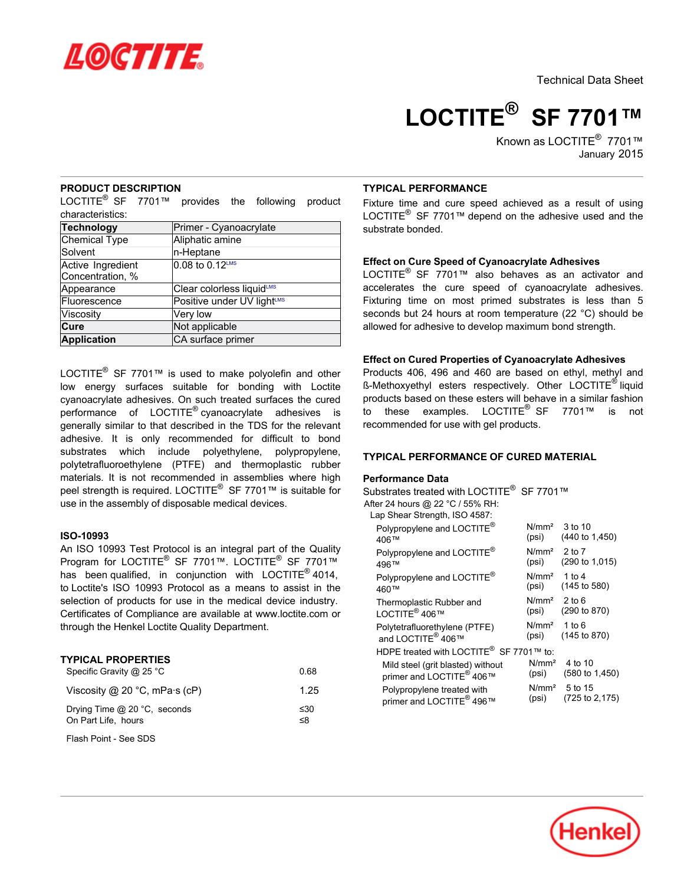Technical Data Sheet

# LOCTITE® SF 7701™

Known as LOCTITE® 7701™
January 2015

## PRODUCT DESCRIPTION

LOCTITE® SF 7701™ provides the following product characteristics:

| **Technology** | Primer - Cyanoacrylate |
|---|---|
| Chemical Type | Aliphatic amine |
| Solvent | n-Heptane |
| Active Ingredient Concentration, % | 0.08 to 0.12[LMS] |
| Appearance | Clear colorless liquid[LMS] |
| Fluorescence | Positive under UV light[LMS] |
| Viscosity | Very low |
| **Cure** | Not applicable |
| **Application** | CA surface primer |

LOCTITE® SF 7701™ is used to make polyolefin and other low energy surfaces suitable for bonding with Loctite cyanoacrylate adhesives. On such treated surfaces the cured performance of LOCTITE® cyanoacrylate adhesives is generally similar to that described in the TDS for the relevant adhesive. It is only recommended for difficult to bond substrates which include polyethylene, polypropylene, polytetrafluoroethylene (PTFE) and thermoplastic rubber materials. It is not recommended in assemblies where high peel strength is required. LOCTITE® SF 7701™ is suitable for use in the assembly of disposable medical devices.

### ISO-10993

An ISO 10993 Test Protocol is an integral part of the Quality Program for LOCTITE® SF 7701™. LOCTITE® SF 7701™ has been qualified, in conjunction with LOCTITE® 4014, to Loctite's ISO 10993 Protocol as a means to assist in the selection of products for use in the medical device industry. Certificates of Compliance are available at www.loctite.com or through the Henkel Loctite Quality Department.

## TYPICAL PROPERTIES

| | |
|---|---|
| Specific Gravity @ 25 °C | 0.68 |
| Viscosity @ 20 °C, mPa·s (cP) | 1.25 |
| Drying Time @ 20 °C, seconds | ≤30 |
| On Part Life, hours | ≤8 |

Flash Point - See SDS

## TYPICAL PERFORMANCE

Fixture time and cure speed achieved as a result of using LOCTITE® SF 7701™ depend on the adhesive used and the substrate bonded.

### Effect on Cure Speed of Cyanoacrylate Adhesives

LOCTITE® SF 7701™ also behaves as an activator and accelerates the cure speed of cyanoacrylate adhesives. Fixturing time on most primed substrates is less than 5 seconds but 24 hours at room temperature (22 °C) should be allowed for adhesive to develop maximum bond strength.

### Effect on Cured Properties of Cyanoacrylate Adhesives

Products 406, 496 and 460 are based on ethyl, methyl and ß-Methoxyethyl esters respectively. Other LOCTITE® liquid products based on these esters will behave in a similar fashion to these examples. LOCTITE® SF 7701™ is not recommended for use with gel products.

## TYPICAL PERFORMANCE OF CURED MATERIAL

### Performance Data

Substrates treated with LOCTITE® SF 7701™

After 24 hours @ 22 °C / 55% RH:

Lap Shear Strength, ISO 4587:

| | | |
|---|---|---|
| Polypropylene and LOCTITE® 406™ | N/mm² (psi) | 3 to 10 (440 to 1,450) |
| Polypropylene and LOCTITE® 496™ | N/mm² (psi) | 2 to 7 (290 to 1,015) |
| Polypropylene and LOCTITE® 460™ | N/mm² (psi) | 1 to 4 (145 to 580) |
| Thermoplastic Rubber and LOCTITE® 406™ | N/mm² (psi) | 2 to 6 (290 to 870) |
| Polytetrafluorethylene (PTFE) and LOCTITE® 406™ | N/mm² (psi) | 1 to 6 (145 to 870) |
| HDPE treated with LOCTITE® SF 7701™ to: | | |
| Mild steel (grit blasted) without primer and LOCTITE® 406™ | N/mm² (psi) | 4 to 10 (580 to 1,450) |
| Polypropylene treated with primer and LOCTITE® 496™ | N/mm² (psi) | 5 to 15 (725 to 2,175) |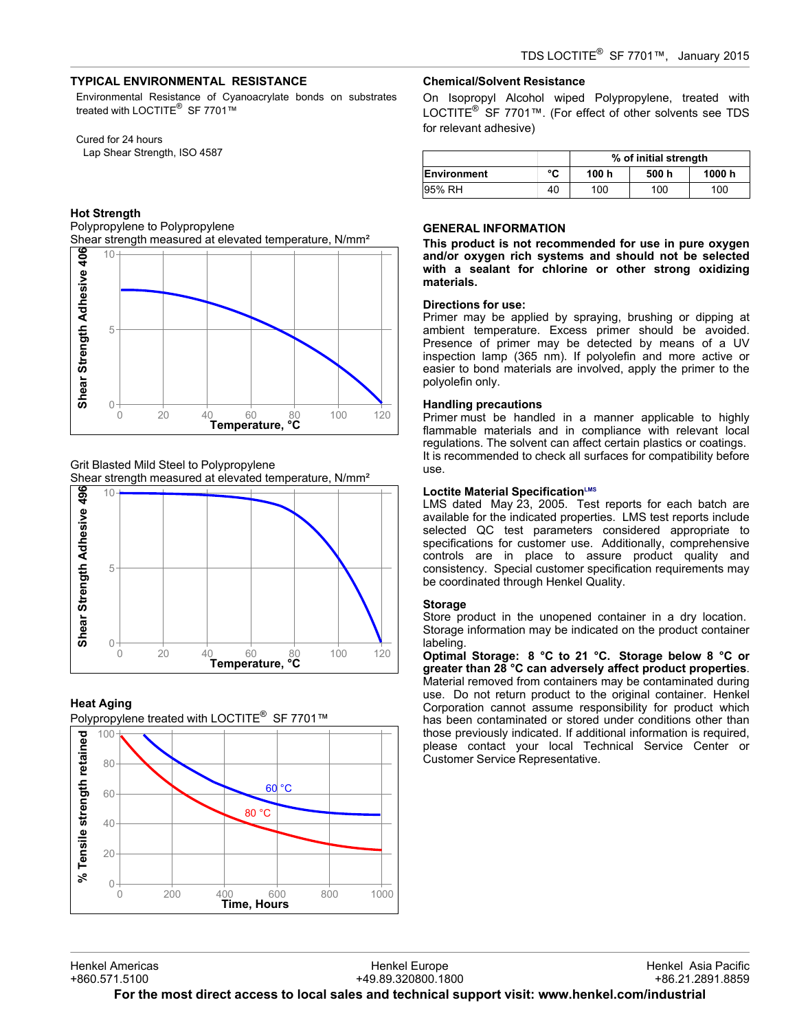## TYPICAL ENVIRONMENTAL RESISTANCE

Environmental Resistance of Cyanoacrylate bonds on substrates treated with LOCTITE® SF 7701™

Cured for 24 hours
Lap Shear Strength, ISO 4587

### Hot Strength

Polypropylene to Polypropylene
Shear strength measured at elevated temperature, N/mm²

Grit Blasted Mild Steel to Polypropylene
Shear strength measured at elevated temperature, N/mm²

### Heat Aging

Polypropylene treated with LOCTITE® SF 7701™

### Chemical/Solvent Resistance

On Isopropyl Alcohol wiped Polypropylene, treated with LOCTITE® SF 7701™. (For effect of other solvents see TDS for relevant adhesive)

| | | % of initial strength | | |
|---|---|---|---|---|
| **Environment** | **°C** | **100 h** | **500 h** | **1000 h** |
| 95% RH | 40 | 100 | 100 | 100 |

## GENERAL INFORMATION

**This product is not recommended for use in pure oxygen and/or oxygen rich systems and should not be selected with a sealant for chlorine or other strong oxidizing materials.**

### Directions for use:

Primer may be applied by spraying, brushing or dipping at ambient temperature. Excess primer should be avoided. Presence of primer may be detected by means of a UV inspection lamp (365 nm). If polyolefin and more active or easier to bond materials are involved, apply the primer to the polyolefin only.

### Handling precautions

Primer must be handled in a manner applicable to highly flammable materials and in compliance with relevant local regulations. The solvent can affect certain plastics or coatings. It is recommended to check all surfaces for compatibility before use.

### Loctite Material Specification[LMS]

LMS dated May 23, 2005. Test reports for each batch are available for the indicated properties. LMS test reports include selected QC test parameters considered appropriate to specifications for customer use. Additionally, comprehensive controls are in place to assure product quality and consistency. Special customer specification requirements may be coordinated through Henkel Quality.

### Storage

Store product in the unopened container in a dry location. Storage information may be indicated on the product container labeling.

**Optimal Storage: 8 °C to 21 °C. Storage below 8 °C or greater than 28 °C can adversely affect product properties**. Material removed from containers may be contaminated during use. Do not return product to the original container. Henkel Corporation cannot assume responsibility for product which has been contaminated or stored under conditions other than those previously indicated. If additional information is required, please contact your local Technical Service Center or Customer Service Representative.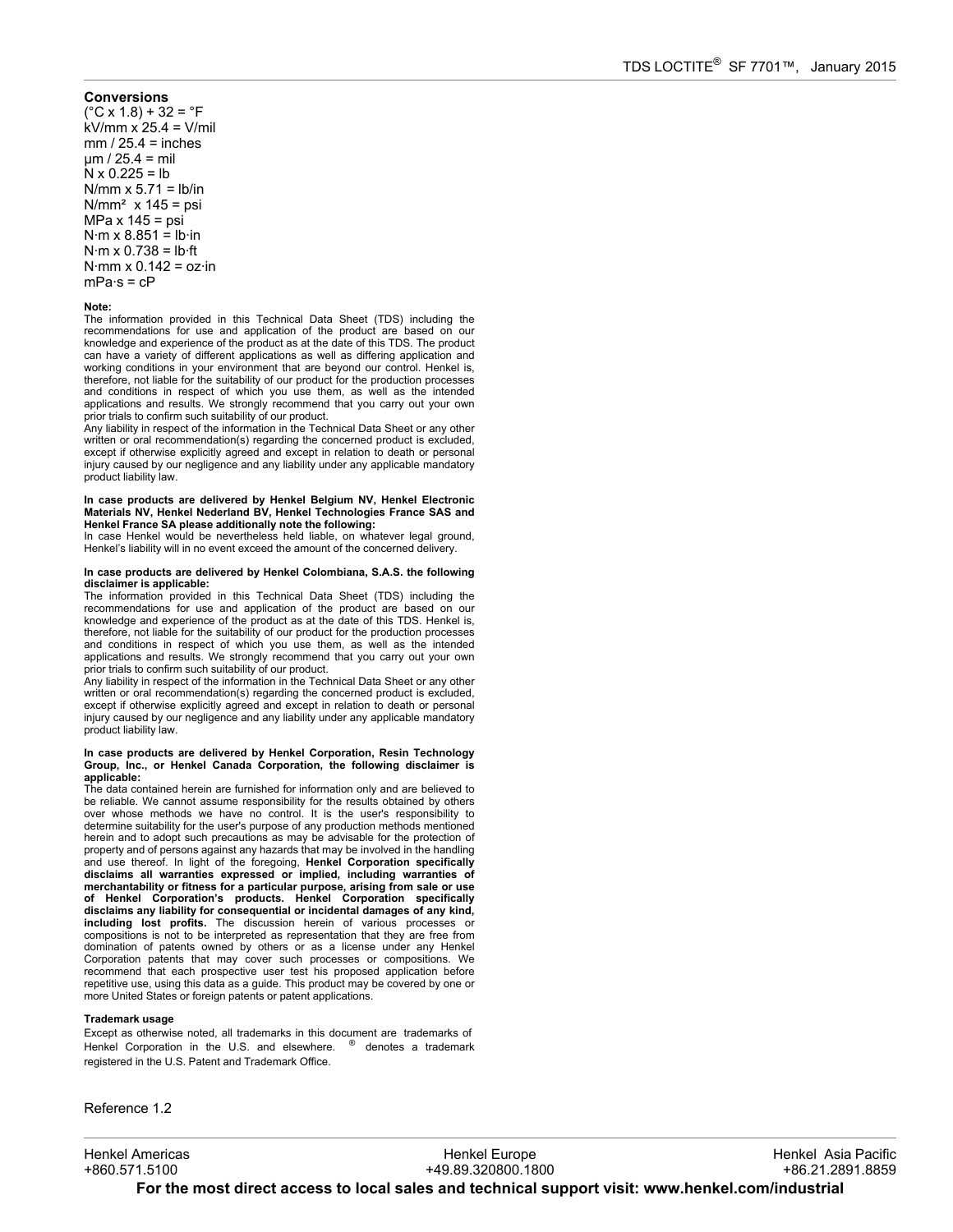### Conversions

(°C x 1.8) + 32 = °F
kV/mm x 25.4 = V/mil
mm / 25.4 = inches
µm / 25.4 = mil
N x 0.225 = lb
N/mm x 5.71 = lb/in
N/mm² x 145 = psi
MPa x 145 = psi
N·m x 8.851 = lb·in
N·m x 0.738 = lb·ft
N·mm x 0.142 = oz·in
mPa·s = cP

**Note:**
The information provided in this Technical Data Sheet (TDS) including the recommendations for use and application of the product are based on our knowledge and experience of the product as at the date of this TDS. The product can have a variety of different applications as well as differing application and working conditions in your environment that are beyond our control. Henkel is, therefore, not liable for the suitability of our product for the production processes and conditions in respect of which you use them, as well as the intended applications and results. We strongly recommend that you carry out your own prior trials to confirm such suitability of our product.
Any liability in respect of the information in the Technical Data Sheet or any other written or oral recommendation(s) regarding the concerned product is excluded, except if otherwise explicitly agreed and except in relation to death or personal injury caused by our negligence and any liability under any applicable mandatory product liability law.

**In case products are delivered by Henkel Belgium NV, Henkel Electronic Materials NV, Henkel Nederland BV, Henkel Technologies France SAS and Henkel France SA please additionally note the following:**
In case Henkel would be nevertheless held liable, on whatever legal ground, Henkel's liability will in no event exceed the amount of the concerned delivery.

**In case products are delivered by Henkel Colombiana, S.A.S. the following disclaimer is applicable:**
The information provided in this Technical Data Sheet (TDS) including the recommendations for use and application of the product are based on our knowledge and experience of the product as at the date of this TDS. Henkel is, therefore, not liable for the suitability of our product for the production processes and conditions in respect of which you use them, as well as the intended applications and results. We strongly recommend that you carry out your own prior trials to confirm such suitability of our product.
Any liability in respect of the information in the Technical Data Sheet or any other written or oral recommendation(s) regarding the concerned product is excluded, except if otherwise explicitly agreed and except in relation to death or personal injury caused by our negligence and any liability under any applicable mandatory product liability law.

**In case products are delivered by Henkel Corporation, Resin Technology Group, Inc., or Henkel Canada Corporation, the following disclaimer is applicable:**
The data contained herein are furnished for information only and are believed to be reliable. We cannot assume responsibility for the results obtained by others over whose methods we have no control. It is the user's responsibility to determine suitability for the user's purpose of any production methods mentioned herein and to adopt such precautions as may be advisable for the protection of property and of persons against any hazards that may be involved in the handling and use thereof. In light of the foregoing, **Henkel Corporation specifically disclaims all warranties expressed or implied, including warranties of merchantability or fitness for a particular purpose, arising from sale or use of Henkel Corporation's products. Henkel Corporation specifically disclaims any liability for consequential or incidental damages of any kind, including lost profits.** The discussion herein of various processes or compositions is not to be interpreted as representation that they are free from domination of patents owned by others or as a license under any Henkel Corporation patents that may cover such processes or compositions. We recommend that each prospective user test his proposed application before repetitive use, using this data as a guide. This product may be covered by one or more United States or foreign patents or patent applications.

**Trademark usage**
Except as otherwise noted, all trademarks in this document are trademarks of Henkel Corporation in the U.S. and elsewhere. ® denotes a trademark registered in the U.S. Patent and Trademark Office.

Reference 1.2

Henkel Americas
+860.571.5100

Henkel Europe
+49.89.320800.1800

Henkel Asia Pacific
+86.21.2891.8859

**For the most direct access to local sales and technical support visit: www.henkel.com/industrial**